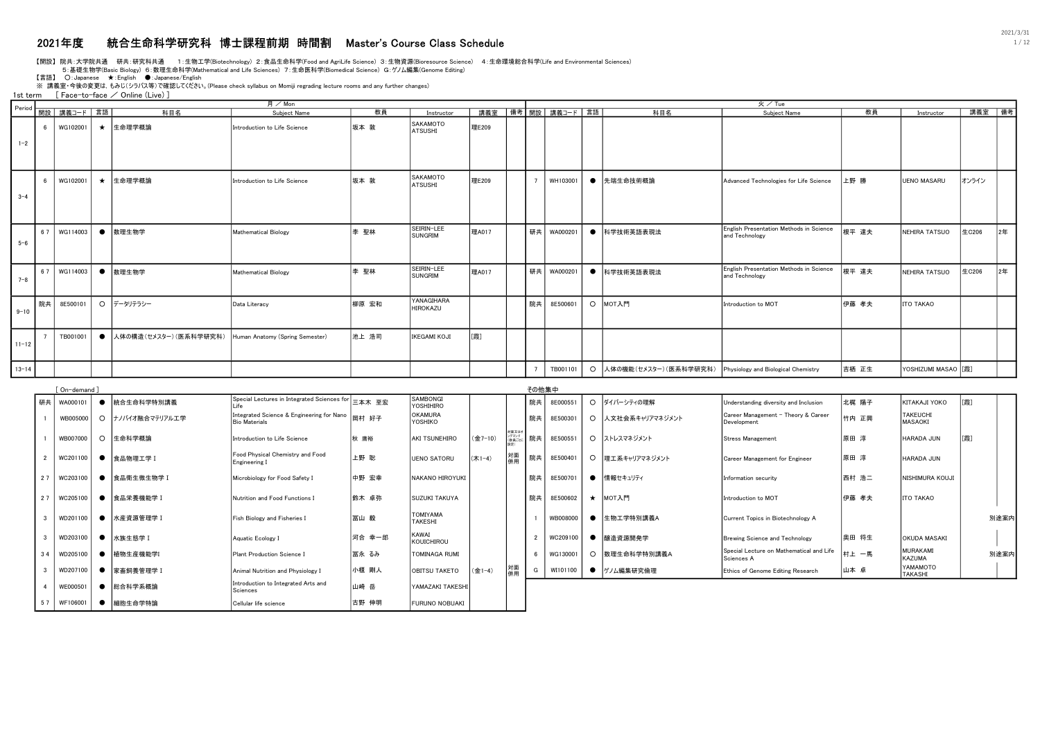# 2021年度　統合生命科学研究科 博士課程前期 時間割　Master's Course Class Schedule

2021/3/31

【開設】 院共:大学院共通　研共:研究科共通　1:生物工学(Biotechnology) 2:食品生命科学(Food and AgriLife Science) 3:生物資源(Bioresource Science) 4:生命環境総合科学(Life and Environmental Sciences)
5:基礎生物学(Basic Biology) 6:数理生命科学(Mathematical and Life Sciences) 7:生命医科学(Biomedical Science) G:ゲノム編集(Genome Editing)

【言語】 ○:Japanese　★:English　●:Japanese/English

※ 講義室・今後の変更は、もみじ(シラバス等)で確認してください。(Please check syllabus on Momiji regrading lecture rooms and any further changes)

1st term　[ Face-to-face ／ Online (Live) ]

| Period | 月 / Mon | | | | | | | | | 火 / Tue | | | | | | | | |
|---|---|---|---|---|---|---|---|---|---|---|---|---|---|---|---|---|---|---|
| | 開設 | 講義コード | 言語 | 科目名 | Subject Name | 教員 | Instructor | 講義室 | 備考 | 開設 | 講義コード | 言語 | 科目名 | Subject Name | 教員 | Instructor | 講義室 | 備考 |
| 1-2 | 6 | WG102001 | ★ | 生命理学概論 | Introduction to Life Science | 坂本 敦 | SAKAMOTO ATSUSHI | 理E209 | | | | | | | | | | |
| 3-4 | 6 | WG102001 | ★ | 生命理学概論 | Introduction to Life Science | 坂本 敦 | SAKAMOTO ATSUSHI | 理E209 | | 7 | WH103001 | ● | 先端生命技術概論 | Advanced Technologies for Life Science | 上野 勝 | UENO MASARU | オンライン | |
| 5-6 | 6 7 | WG114003 | ● | 数理生物学 | Mathematical Biology | 李 聖林 | SEIRIN-LEE SUNGRIM | 理A017 | | 研共 | WA000201 | ● | 科学技術英語表現法 | English Presentation Methods in Science and Technology | 根平 達夫 | NEHIRA TATSUO | 生C206 | 2年 |
| 7-8 | 6 7 | WG114003 | ● | 数理生物学 | Mathematical Biology | 李 聖林 | SEIRIN-LEE SUNGRIM | 理A017 | | 研共 | WA000201 | ● | 科学技術英語表現法 | English Presentation Methods in Science and Technology | 根平 達夫 | NEHIRA TATSUO | 生C206 | 2年 |
| 9-10 | 院共 | 8E500101 | ○ | データリテラシー | Data Literacy | 柳原 宏和 | YANAGIHARA HIROKAZU | | | 院共 | 8E500601 | ○ | MOT入門 | Introduction to MOT | 伊藤 孝夫 | ITO TAKAO | | |
| 11-12 | 7 | TB001001 | ● | 人体の構造(セメスター)(医系科学研究科) | Human Anatomy (Spring Semester) | 池上 浩司 | IKEGAMI KOJI | [霞] | | | | | | | | | | |
| 13-14 | | | | | | | | | | 7 | TB001101 | ○ | 人体の機能(セメスター)(医系科学研究科) | Physiology and Biological Chemistry | 吉栖 正生 | YOSHIZUMI MASAO | [霞] | |

[ On-demand ]

| 開設 | 講義コード | 言語 | 科目名 | Subject Name | 教員 | Instructor | 講義室 | 備考 |
|---|---|---|---|---|---|---|---|---|
| 研共 | WA000101 | ● | 統合生命科学特別講義 | Special Lectures in Integrated Sciences for Life | 三本木 至宏 | SAMBONGI YOSHIHIRO | | |
| 1 | WB005000 | ○ | ナノバイオ融合マテリアル工学 | Integrated Science & Engineering for Nano Bio Materials | 岡村 好子 | OKAMURA YOSHIKO | | |
| 1 | WB007000 | ○ | 生命科学概論 | Introduction to Life Science | 秋 庸裕 | AKI TSUNEHIRO | (金7-10) | 対面又はオンデマンド(各回ごとに設定) |
| 2 | WC201100 | ● | 食品物理工学 I | Food Physical Chemistry and Food Engineering I | 上野 聡 | UENO SATORU | (木1-4) | 対面併用 |
| 2 7 | WC203100 | ● | 食品衛生微生物学 I | Microbiology for Food Safety I | 中野 宏幸 | NAKANO HIROYUKI | | |
| 2 7 | WC205100 | ● | 食品栄養機能学 I | Nutrition and Food Functions I | 鈴木 卓弥 | SUZUKI TAKUYA | | |
| 3 | WD201100 | ● | 水産資源管理学 I | Fish Biology and Fisheries I | 冨山 毅 | TOMIYAMA TAKESHI | | |
| 3 | WD203100 | ● | 水族生態学 I | Aquatic Ecology I | 河合 幸一郎 | KAWAI KOUICHIROU | | |
| 3 4 | WD205100 | ● | 植物生産機能学I | Plant Production Science I | 冨永 るみ | TOMINAGA RUMI | | |
| 3 | WD207100 | ● | 家畜飼養管理学 I | Animal Nutrition and Physiology I | 小櫃 剛人 | OBITSU TAKETO | (金1-4) | 対面併用 |
| 4 | WE000501 | ● | 総合科学系概論 | Introduction to Integrated Arts and Sciences | 山崎 岳 | YAMAZAKI TAKESHI | | |
| 5 7 | WF106001 | ● | 細胞生命学特論 | Cellular life science | 古野 伸明 | FURUNO NOBUAKI | | |

その他集中

| 開設 | 講義コード | 言語 | 科目名 | Subject Name | 教員 | Instructor | 講義室 | 備考 |
|---|---|---|---|---|---|---|---|---|
| 院共 | 8E000551 | ○ | ダイバーシティの理解 | Understanding diversity and Inclusion | 北梶 陽子 | KITAKAJI YOKO | [霞] | |
| 院共 | 8E500301 | ○ | 人文社会系キャリアマネジメント | Career Management - Theory & Career Development | 竹内 正興 | TAKEUCHI MASAOKI | | |
| 院共 | 8E500551 | ○ | ストレスマネジメント | Stress Management | 原田 淳 | HARADA JUN | [霞] | |
| 院共 | 8E500401 | ○ | 理工系キャリアマネジメント | Career Management for Engineer | 原田 淳 | HARADA JUN | | |
| 院共 | 8E500701 | ● | 情報セキュリティ | Information security | 西村 浩二 | NISHIMURA KOUJI | | |
| 院共 | 8E500602 | ★ | MOT入門 | Introduction to MOT | 伊藤 孝夫 | ITO TAKAO | | |
| 1 | WB008000 | ● | 生物工学特別講義A | Current Topics in Biotechnology A | | | | 別途案内 |
| 2 | WC209100 | ● | 醸造資源開発学 | Brewing Science and Technology | 奥田 将生 | OKUDA MASAKI | | |
| 6 | WG130001 | ○ | 数理生命科学特別講義A | Special Lecture on Mathematical and Life Sciences A | 村上 一馬 | MURAKAMI KAZUMA | | 別途案内 |
| G | WI101100 | ● | ゲノム編集研究倫理 | Ethics of Genome Editing Research | 山本 卓 | YAMAMOTO TAKASHI | | |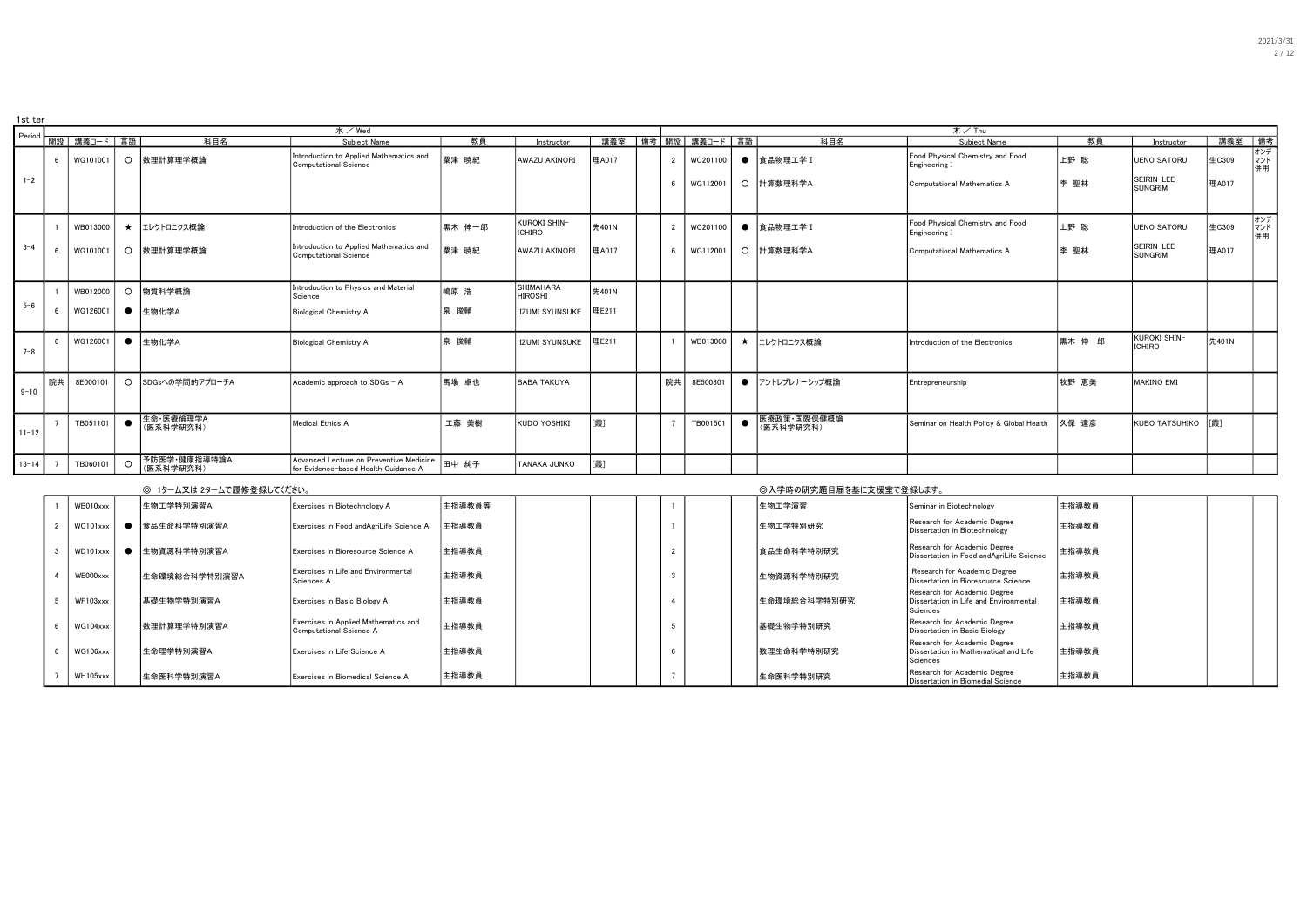1st ter

| Period | 水 / Wed | | | | | | | | | 木 / Thu | | | | | | | | |
|---|---|---|---|---|---|---|---|---|---|---|---|---|---|---|---|---|---|---|
| | 開設 | 講義コード | 言語 | 科目名 | Subject Name | 教員 | Instructor | 講義室 | 備考 | 開設 | 講義コード | 言語 | 科目名 | Subject Name | 教員 | Instructor | 講義室 | 備考 |
| 1-2 | 6 | WG101001 | ○ | 数理計算理学概論 | Introduction to Applied Mathematics and Computational Science | 粟津 暁紀 | AWAZU AKINORI | 理A017 | | 2 | WC201100 | ● | 食品物理工学 I | Food Physical Chemistry and Food Engineering I | 上野 聡 | UENO SATORU | 生C309 | オンデマンド併用 |
| | | | | | | | | | | 6 | WG112001 | ○ | 計算数理科学A | Computational Mathematics A | 李 聖林 | SEIRIN-LEE SUNGRIM | 理A017 | |
| 3-4 | 1 | WB013000 | ★ | エレクトロニクス概論 | Introduction of the Electronics | 黒木 伸一郎 | KUROKI SHIN-ICHIRO | 先401N | | 2 | WC201100 | ● | 食品物理工学 I | Food Physical Chemistry and Food Engineering I | 上野 聡 | UENO SATORU | 生C309 | オンデマンド併用 |
| | 6 | WG101001 | ○ | 数理計算理学概論 | Introduction to Applied Mathematics and Computational Science | 粟津 暁紀 | AWAZU AKINORI | 理A017 | | 6 | WG112001 | ○ | 計算数理科学A | Computational Mathematics A | 李 聖林 | SEIRIN-LEE SUNGRIM | 理A017 | |
| 5-6 | 1 | WB012000 | ○ | 物質科学概論 | Introduction to Physics and Material Science | 嶋原 浩 | SHIMAHARA HIROSHI | 先401N | | | | | | | | | | |
| | 6 | WG126001 | ● | 生物化学A | Biological Chemistry A | 泉 俊輔 | IZUMI SYUNSUKE | 理E211 | | | | | | | | | | |
| 7-8 | 6 | WG126001 | ● | 生物化学A | Biological Chemistry A | 泉 俊輔 | IZUMI SYUNSUKE | 理E211 | | 1 | WB013000 | ★ | エレクトロニクス概論 | Introduction of the Electronics | 黒木 伸一郎 | KUROKI SHIN-ICHIRO | 先401N | |
| 9-10 | 院共 | 8E000101 | ○ | SDGsへの学問的アプローチA | Academic approach to SDGs - A | 馬場 卓也 | BABA TAKUYA | | | 院共 | 8E500801 | ● | アントレプレナーシップ概論 | Entrepreneurship | 牧野 恵美 | MAKINO EMI | | |
| 11-12 | 7 | TB051101 | ● | 生命・医療倫理学A（医系科学研究科） | Medical Ethics A | 工藤 美樹 | KUDO YOSHIKI | [霞] | | 7 | TB001501 | ● | 医療政策・国際保健概論（医系科学研究科） | Seminar on Health Policy & Global Health | 久保 達彦 | KUBO TATSUHIKO | [霞] | |
| 13-14 | 7 | TB060101 | ○ | 予防医学・健康指導特論A（医系科学研究科） | Advanced Lecture on Preventive Medicine for Evidence-based Health Guidance A | 田中 純子 | TANAKA JUNKO | [霞] | | | | | | | | | | |

◎ 1ターム又は 2タームで履修登録してください。

◎入学時の研究題目届を基に支援室で登録します。

| 開設 | 講義コード | 言語 | 科目名 | Subject Name | 教員 | Instructor | 講義室 | 備考 | 開設 | 講義コード | 言語 | 科目名 | Subject Name | 教員 | Instructor | 講義室 | 備考 |
|---|---|---|---|---|---|---|---|---|---|---|---|---|---|---|---|---|---|
| 1 | WB010xxx | | 生物工学特別演習A | Exercises in Biotechnology A | 主指導教員等 | | | | 1 | | | 生物工学演習 | Seminar in Biotechnology | 主指導教員 | | | |
| 2 | WC101xxx | ● | 食品生命科学特別演習A | Exercises in Food andAgriLife Science A | 主指導教員 | | | | 1 | | | 生物工学特別研究 | Research for Academic Degree Dissertation in Biotechnology | 主指導教員 | | | |
| 3 | WD101xxx | ● | 生物資源科学特別演習A | Exercises in Bioresource Science A | 主指導教員 | | | | 2 | | | 食品生命科学特別研究 | Research for Academic Degree Dissertation in Food andAgriLife Science | 主指導教員 | | | |
| 4 | WE000xxx | | 生命環境総合科学特別演習A | Exercises in Life and Environmental Sciences A | 主指導教員 | | | | 3 | | | 生物資源科学特別研究 | Research for Academic Degree Dissertation in Bioresource Science | 主指導教員 | | | |
| 5 | WF103xxx | | 基礎生物学特別演習A | Exercises in Basic Biology A | 主指導教員 | | | | 4 | | | 生命環境総合科学特別研究 | Research for Academic Degree Dissertation in Life and Environmental Sciences | 主指導教員 | | | |
| 6 | WG104xxx | | 数理計算理学特別演習A | Exercises in Applied Mathematics and Computational Science A | 主指導教員 | | | | 5 | | | 基礎生物学特別研究 | Research for Academic Degree Dissertation in Basic Biology | 主指導教員 | | | |
| 6 | WG106xxx | | 生命理学特別演習A | Exercises in Life Science A | 主指導教員 | | | | 6 | | | 数理生命科学特別研究 | Research for Academic Degree Dissertation in Mathematical and Life Sciences | 主指導教員 | | | |
| 7 | WH105xxx | | 生命医科学特別演習A | Exercises in Biomedical Science A | 主指導教員 | | | | 7 | | | 生命医科学特別研究 | Research for Academic Degree Dissertation in Biomedial Science | 主指導教員 | | | |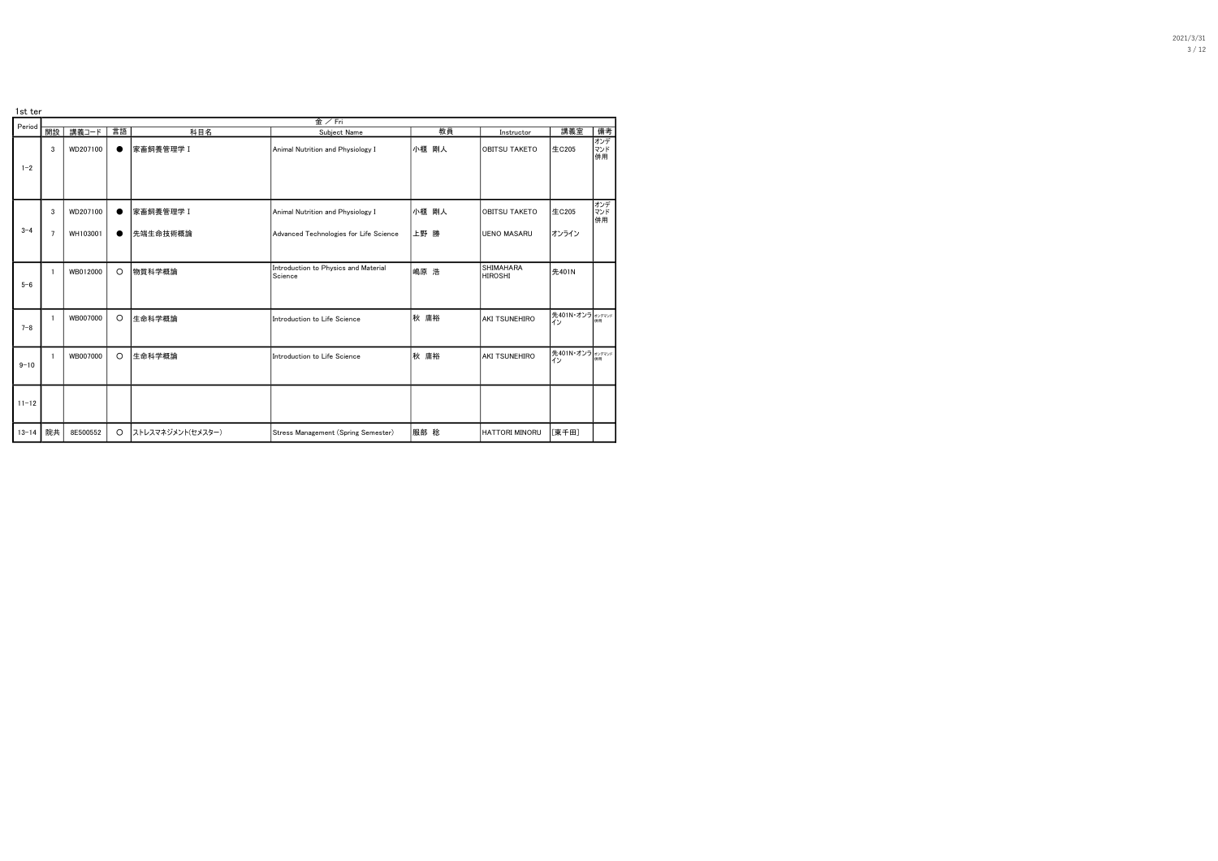1st ter

| Period | 金 / Fri | | | | | | | | |
|---|---|---|---|---|---|---|---|---|---|
| | 開設 | 講義コード | 言語 | 科目名 | Subject Name | 教員 | Instructor | 講義室 | 備考 |
| 1~2 | 3 | WD207100 | ● | 家畜飼養管理学Ⅰ | Animal Nutrition and Physiology I | 小櫃 剛人 | OBITSU TAKETO | 生C205 | オンデマンド併用 |
| 3~4 | 3 | WD207100 | ● | 家畜飼養管理学Ⅰ | Animal Nutrition and Physiology I | 小櫃 剛人 | OBITSU TAKETO | 生C205 | オンデマンド併用 |
| | 7 | WH103001 | ● | 先端生命技術概論 | Advanced Technologies for Life Science | 上野 勝 | UENO MASARU | オンライン | |
| 5~6 | 1 | WB012000 | ○ | 物質科学概論 | Introduction to Physics and Material Science | 嶋原 浩 | SHIMAHARA HIROSHI | 先401N | |
| 7~8 | 1 | WB007000 | ○ | 生命科学概論 | Introduction to Life Science | 秋 庸裕 | AKI TSUNEHIRO | 先401N・オンライン | オンデマンド併用 |
| 9~10 | 1 | WB007000 | ○ | 生命科学概論 | Introduction to Life Science | 秋 庸裕 | AKI TSUNEHIRO | 先401N・オンライン | オンデマンド併用 |
| 11~12 | | | | | | | | | |
| 13~14 | 院共 | 8E500552 | ○ | ストレスマネジメント(セメスター) | Stress Management (Spring Semester) | 服部 稔 | HATTORI MINORU | [東千田] | |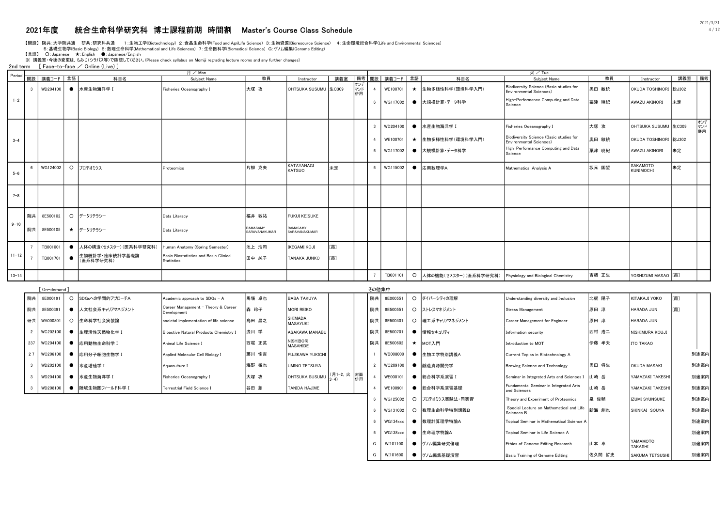# 2021年度　統合生命科学研究科 博士課程前期 時間割　Master's Course Class Schedule

【開設】 院共:大学院共通　研共:研究科共通　1:生物工学(Biotechnology) 2:食品生命科学(Food and AgriLife Science) 3:生物資源(Bioresource Science) 4:生命環境総合科学(Life and Environmental Sciences)
5:基礎生物学(Basic Biology) 6:数理生命科学(Mathematical and Life Sciences) 7:生命医科学(Biomedical Science) G:ゲノム編集(Genome Editing)

【言語】 ○:Japanese　★:English　●:Japanese/English

※ 講義室・今後の変更は、もみじ(シラバス等)で確認してください。(Please check syllabus on Momiji regrading lecture rooms and any further changes)

2nd term　[ Face-to-face ／ Online (Live) ]

## 月 ／ Mon

| Period | 開設 | 講義コード | 言語 | 科目名 | Subject Name | 教員 | Instructor | 講義室 | 備考 |
|---|---|---|---|---|---|---|---|---|---|
| 1-2 | 3 | WD204100 | ● | 水産生物海洋学 I | Fisheries Oceanography I | 大塚 攻 | OHTSUKA SUSUMU | 生C309 | オンデマンド併用 |
| 3-4 | | | | | | | | | |
| 5-6 | 6 | WG124002 | ○ | プロテオミクス | Proteomics | 片柳 克夫 | KATAYANAGI KATSUO | 未定 | |
| 7-8 | | | | | | | | | |
| 9-10 | 院共 | 8E500102 | ○ | データリテラシー | Data Literacy | 福井 敬祐 | FUKUI KEISUKE | | |
| 9-10 | 院共 | 8E500105 | ★ | データリテラシー | Data Literacy | RAMASAMY SARAVANAKUMAR | RAMASAMY SARAVANAKUMAR | | |
| 11-12 | 7 | TB001001 | ● | 人体の構造(セメスター)(医系科学研究科) | Human Anatomy (Spring Semester) | 池上 浩司 | IKEGAMI KOJI | [霞] | |
| 11-12 | 7 | TB001701 | ● | 生物統計学・臨床統計学基礎論(医系科学研究科) | Basic Biostatistics and Basic Clinical Statistics | 田中 純子 | TANAKA JUNKO | [霞] | |
| 13-14 | | | | | | | | | |

## 火 ／ Tue

| Period | 開設 | 講義コード | 言語 | 科目名 | Subject Name | 教員 | Instructor | 講義室 | 備考 |
|---|---|---|---|---|---|---|---|---|---|
| 1-2 | 4 | WE100701 | ★ | 生物多様性科学(環境科学入門) | Biodiversity Science (Basic studies for Environmental Sciences) | 奥田 敏統 | OKUDA TOSHINORI | 総J302 | |
| 1-2 | 6 | WG117002 | ● | 大規模計算・データ科学 | High-Performance Computing and Data Science | 粟津 暁紀 | AWAZU AKINORI | 未定 | |
| 3-4 | 3 | WD204100 | ● | 水産生物海洋学 I | Fisheries Oceanography I | 大塚 攻 | OHTSUKA SUSUMU | 生C309 | オンデマンド併用 |
| 3-4 | 4 | WE100701 | ★ | 生物多様性科学(環境科学入門) | Biodiversity Science (Basic studies for Environmental Sciences) | 奥田 敏統 | OKUDA TOSHINORI | 総J302 | |
| 3-4 | 6 | WG117002 | ● | 大規模計算・データ科学 | High-Performance Computing and Data Science | 粟津 暁紀 | AWAZU AKINORI | 未定 | |
| 5-6 | 6 | WG115002 | ● | 応用数理学A | Mathematical Analysis A | 坂元 国望 | SAKAMOTO KUNIMOCHI | 未定 | |
| 7-8 | | | | | | | | | |
| 9-10 | | | | | | | | | |
| 11-12 | | | | | | | | | |
| 13-14 | 7 | TB001101 | ○ | 人体の機能(セメスター)(医系科学研究科) | Physiology and Biological Chemistry | 吉栖 正生 | YOSHIZUMI MASAO | [霞] | |

## [ On-demand ]

| 開設 | 講義コード | 言語 | 科目名 | Subject Name | 教員 | Instructor | 講義室 | 備考 |
|---|---|---|---|---|---|---|---|---|
| 院共 | 8E000191 | ○ | SDGsへの学問的アプローチA | Academic approach to SDGs - A | 馬場 卓也 | BABA TAKUYA | | |
| 院共 | 8E500391 | ● | 人文社会系キャリアマネジメント | Career Management - Theory & Career Development | 森 玲子 | MORI REIKO | | |
| 研共 | WA000301 | ○ | 生命科学社会実装論 | societal implementation of life science | 島田 昌之 | SHIMADA MASAYUKI | | |
| 2 | WC202100 | ● | 生理活性天然物化学 I | Bioactive Natural Products Chemistry I | 浅川 学 | ASAKAWA MANABU | | |
| 237 | WC204100 | ● | 応用動物生命科学 I | Animal Life Science I | 西堀 正英 | NISHIBORI MASAHIDE | | |
| 2 7 | WC206100 | ● | 応用分子細胞生物学 I | Applied Molecular Cell Biology I | 藤川 愉吉 | FUJIKAWA YUKICHI | | |
| 3 | WD202100 | ● | 水産増殖学 I | Aquaculture I | 海野 徹也 | UMINO TETSUYA | | |
| 3 | WD204100 | ● | 水産生物海洋学 I | Fisheries Oceanography I | 大塚 攻 | OHTSUKA SUSUMU | (月1-2, 火3-4) | 対面併用 |
| 3 | WD208100 | ● | 陸域生物圏フィールド科学 I | Terrestrial Field Science I | 谷田 創 | TANIDA HAJIME | | |

## その他集中

| 開設 | 講義コード | 言語 | 科目名 | Subject Name | 教員 | Instructor | 講義室 | 備考 |
|---|---|---|---|---|---|---|---|---|
| 院共 | 8E000551 | ○ | ダイバーシティの理解 | Understanding diversity and Inclusion | 北梶 陽子 | KITAKAJI YOKO | [霞] | |
| 院共 | 8E500551 | ○ | ストレスマネジメント | Stress Management | 原田 淳 | HARADA JUN | [霞] | |
| 院共 | 8E500401 | ○ | 理工系キャリアマネジメント | Career Management for Engineer | 原田 淳 | HARADA JUN | | |
| 院共 | 8E500701 | ● | 情報セキュリティ | Information security | 西村 浩二 | NISHIMURA KOUJI | | |
| 院共 | 8E500602 | ★ | MOT入門 | Introduction to MOT | 伊藤 孝夫 | ITO TAKAO | | |
| 1 | WB008000 | ● | 生物工学特別講義A | Current Topics in Biotechnology A | | | | 別途案内 |
| 2 | WC209100 | ● | 醸造資源開発学 | Brewing Science and Technology | 奥田 将生 | OKUDA MASAKI | | 別途案内 |
| 4 | WE000101 | ● | 総合科学系演習 I | Seminar in Integrated Arts and Sciences I | 山崎 岳 | YAMAZAKI TAKESHI | | 別途案内 |
| 4 | WE100901 | ● | 総合科学系演習基礎 | Fundamental Seminar in Integrated Arts and Sciences | 山崎 岳 | YAMAZAKI TAKESHI | | 別途案内 |
| 6 | WG125002 | ○ | プロテオミクス実験法・同実習 | Theory and Experiment of Proteomics | 泉 俊輔 | IZUMI SYUNSUKE | | 別途案内 |
| 6 | WG131002 | ○ | 数理生命科学特別講義B | Special Lecture on Mathematical and Life Sciences B | 新海 創也 | SHINKAI SOUYA | | 別途案内 |
| 6 | WG134xxx | ● | 数理計算理学特論A | Topical Seminar in Mathematical Science A | | | | 別途案内 |
| 6 | WG138xxx | ● | 生命理学特論A | Topical Seminar in Life Science A | | | | 別途案内 |
| G | WI101100 | ● | ゲノム編集研究倫理 | Ethics of Genome Editing Research | 山本 卓 | YAMAMOTO TAKASHI | | 別途案内 |
| G | WI101600 | ● | ゲノム編集基礎演習 | Basic Training of Genome Editing | 佐久間 哲史 | SAKUMA TETSUSHI | | 別途案内 |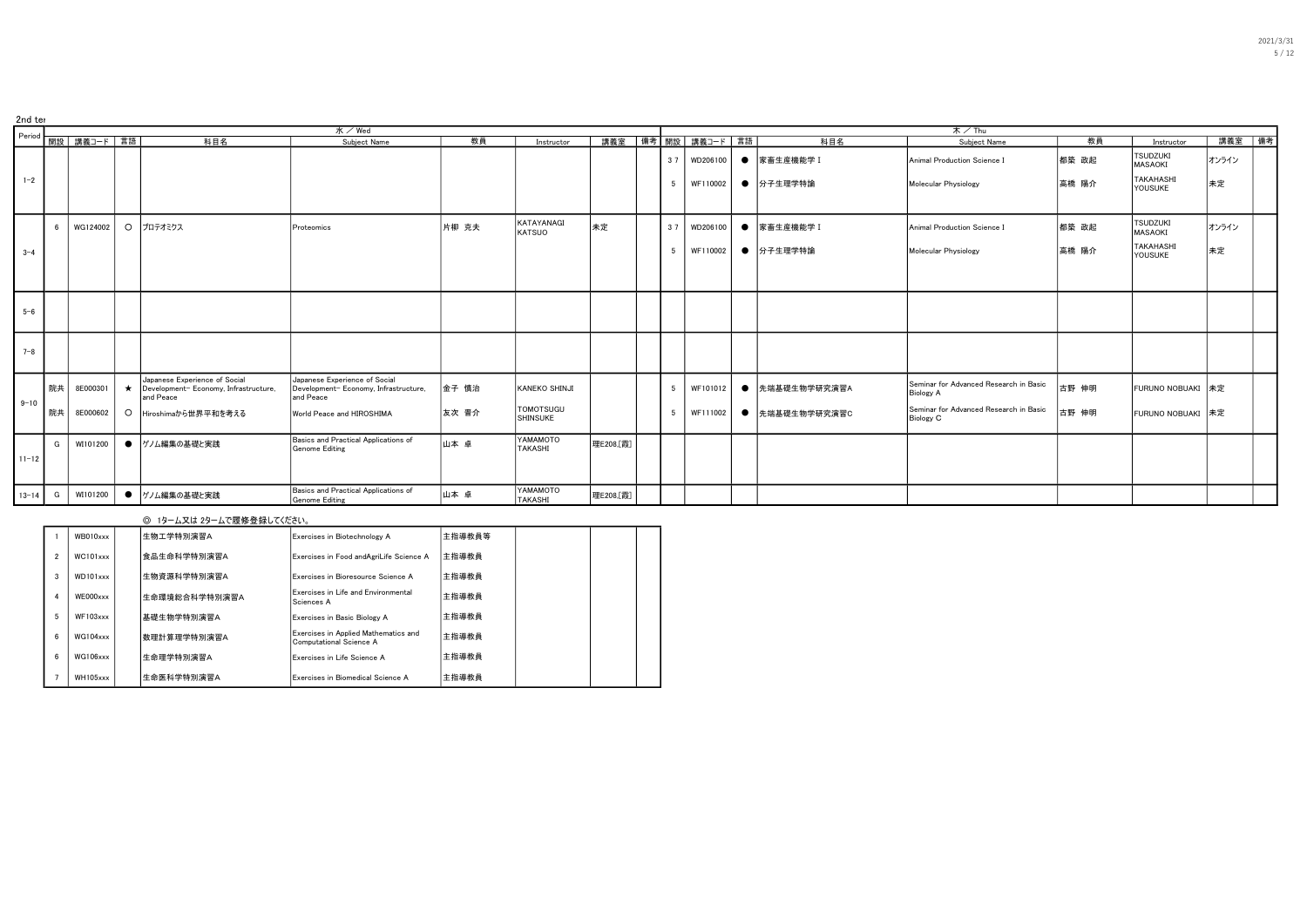2nd ter

| Period | 開設 | 講義コード | 言語 | 科目名 | Subject Name | 教員 | Instructor | 講義室 | 備考 | 開設 | 講義コード | 言語 | 科目名 | Subject Name | 教員 | Instructor | 講義室 | 備考 |
|---|---|---|---|---|---|---|---|---|---|---|---|---|---|---|---|---|---|---|
| | 水 / Wed | | | | | | | | | 木 / Thu | | | | | | | | |
| 1-2 | | | | | | | | | | 37 | WD206100 | ● | 家畜生産機能学 I | Animal Production Science I | 都築 政起 | TSUDZUKI MASAOKI | オンライン | |
| | | | | | | | | | | 5 | WF110002 | ● | 分子生理学特論 | Molecular Physiology | 高橋 陽介 | TAKAHASHI YOUSUKE | 未定 | |
| 3-4 | 6 | WG124002 | ○ | プロテオミクス | Proteomics | 片柳 克夫 | KATAYANAGI KATSUO | 未定 | | 37 | WD206100 | ● | 家畜生産機能学 I | Animal Production Science I | 都築 政起 | TSUDZUKI MASAOKI | オンライン | |
| | | | | | | | | | | 5 | WF110002 | ● | 分子生理学特論 | Molecular Physiology | 高橋 陽介 | TAKAHASHI YOUSUKE | 未定 | |
| 5-6 | | | | | | | | | | | | | | | | | | |
| 7-8 | | | | | | | | | | | | | | | | | | |
| 9-10 | 院共 | 8E000301 | ★ | Japanese Experience of Social Development- Economy, Infrastructure, and Peace | Japanese Experience of Social Development- Economy, Infrastructure, and Peace | 金子 慎治 | KANEKO SHINJI | | | 5 | WF101012 | ● | 先端基礎生物学研究演習A | Seminar for Advanced Research in Basic Biology A | 古野 伸明 | FURUNO NOBUAKI | 未定 | |
| | 院共 | 8E000602 | ○ | Hiroshimaから世界平和を考える | World Peace and HIROSHIMA | 友次 晋介 | TOMOTSUGU SHINSUKE | | | 5 | WF111002 | ● | 先端基礎生物学研究演習C | Seminar for Advanced Research in Basic Biology C | 古野 伸明 | FURUNO NOBUAKI | 未定 | |
| 11-12 | G | WI101200 | ● | ゲノム編集の基礎と実践 | Basics and Practical Applications of Genome Editing | 山本 卓 | YAMAMOTO TAKASHI | 理E208[霞] | | | | | | | | | | |
| 13-14 | G | WI101200 | ● | ゲノム編集の基礎と実践 | Basics and Practical Applications of Genome Editing | 山本 卓 | YAMAMOTO TAKASHI | 理E208[霞] | | | | | | | | | | |

◎ 1ターム又は 2タームで履修登録してください。

| 開設 | 講義コード | 言語 | 科目名 | Subject Name | 教員 | Instructor | 講義室 | 備考 |
|---|---|---|---|---|---|---|---|---|
| 1 | WB010xxx | | 生物工学特別演習A | Exercises in Biotechnology A | 主指導教員等 | | | |
| 2 | WC101xxx | | 食品生命科学特別演習A | Exercises in Food andAgriLife Science A | 主指導教員 | | | |
| 3 | WD101xxx | | 生物資源科学特別演習A | Exercises in Bioresource Science A | 主指導教員 | | | |
| 4 | WE000xxx | | 生命環境総合科学特別演習A | Exercises in Life and Environmental Sciences A | 主指導教員 | | | |
| 5 | WF103xxx | | 基礎生物学特別演習A | Exercises in Basic Biology A | 主指導教員 | | | |
| 6 | WG104xxx | | 数理計算理学特別演習A | Exercises in Applied Mathematics and Computational Science A | 主指導教員 | | | |
| 6 | WG106xxx | | 生命理学特別演習A | Exercises in Life Science A | 主指導教員 | | | |
| 7 | WH105xxx | | 生命医科学特別演習A | Exercises in Biomedical Science A | 主指導教員 | | | |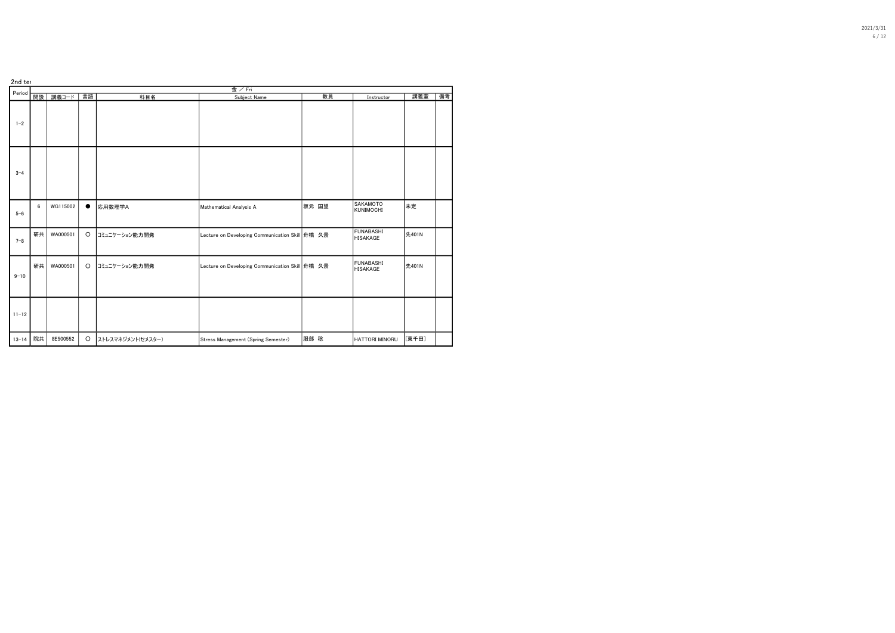2nd ter

| Period | 金 / Fri | | | | | | | | |
|---|---|---|---|---|---|---|---|---|---|
| | 開設 | 講義コード | 言語 | 科目名 | Subject Name | 教員 | Instructor | 講義室 | 備考 |
| 1~2 | | | | | | | | | |
| 3~4 | | | | | | | | | |
| 5~6 | 6 | WG115002 | ● | 応用数理学A | Mathematical Analysis A | 坂元 国望 | SAKAMOTO KUNIMOCHI | 未定 | |
| 7~8 | 研共 | WA000501 | ○ | コミュニケーション能力開発 | Lecture on Developing Communication Skill | 舟橋 久景 | FUNABASHI HISAKAGE | 先401N | |
| 9~10 | 研共 | WA000501 | ○ | コミュニケーション能力開発 | Lecture on Developing Communication Skill | 舟橋 久景 | FUNABASHI HISAKAGE | 先401N | |
| 11~12 | | | | | | | | | |
| 13~14 | 院共 | 8E500552 | ○ | ストレスマネジメント(セメスター) | Stress Management (Spring Semester) | 服部 稔 | HATTORI MINORU | [東千田] | |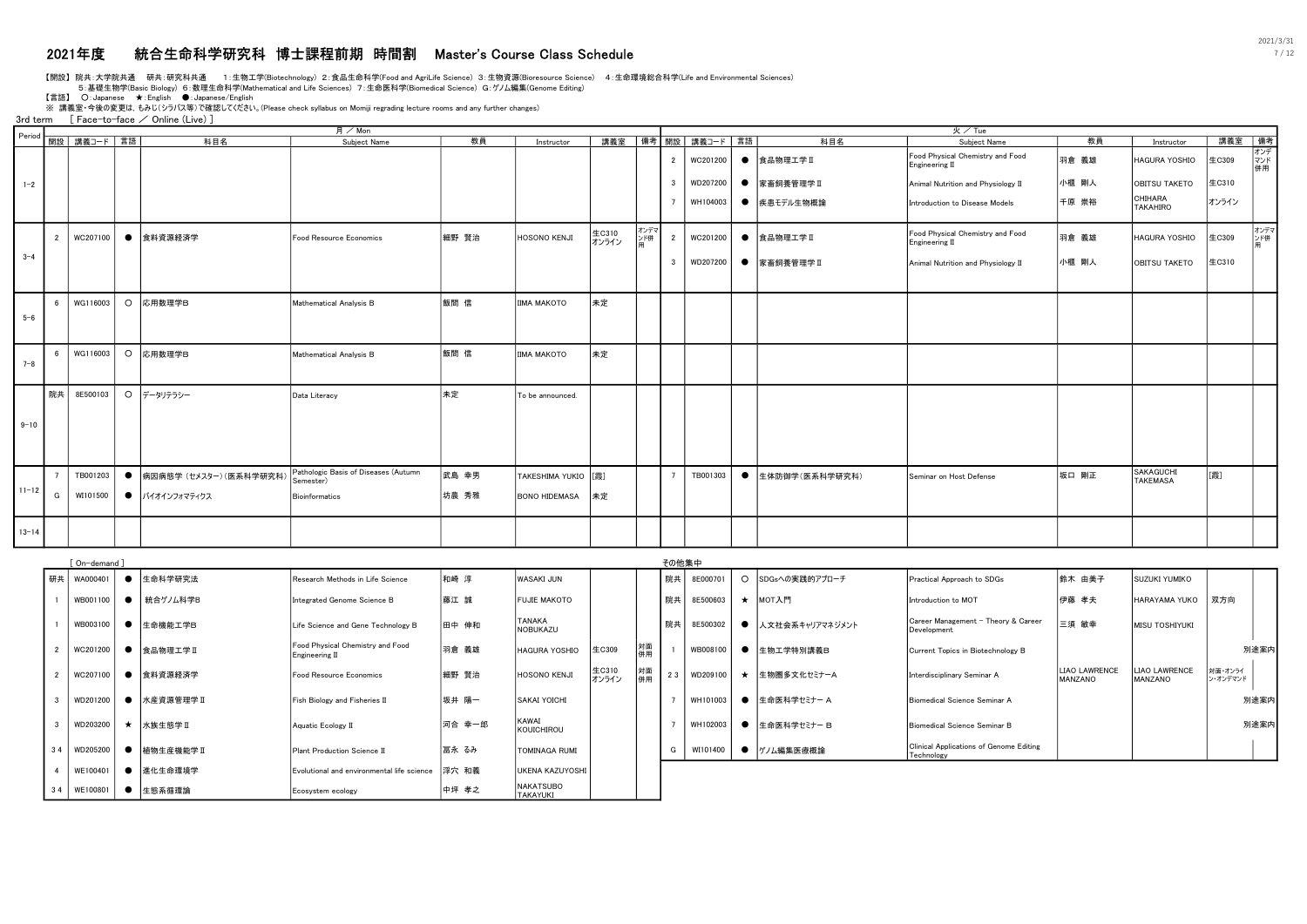# 2021年度　統合生命科学研究科 博士課程前期 時間割　Master's Course Class Schedule

【開設】 院共:大学院共通　研共:研究科共通　1:生物工学(Biotechnology) 2:食品生命科学(Food and AgriLife Science) 3:生物資源(Bioresource Science) 4:生命環境総合科学(Life and Environmental Sciences)
5:基礎生物学(Basic Biology) 6:数理生命科学(Mathematical and Life Sciences) 7:生命医科学(Biomedical Science) G:ゲノム編集(Genome Editing)

【言語】 ○:Japanese　★:English　●:Japanese/English

※ 講義室・今後の変更は、もみじ(シラバス等)で確認してください。(Please check syllabus on Momiji regrading lecture rooms and any further changes)

3rd term　[ Face-to-face ／ Online (Live) ]

| Period | 月 / Mon 開設 | 講義コード | 言語 | 科目名 | Subject Name | 教員 | Instructor | 講義室 | 備考 | 火 / Tue 開設 | 講義コード | 言語 | 科目名 | Subject Name | 教員 | Instructor | 講義室 | 備考 |
|---|---|---|---|---|---|---|---|---|---|---|---|---|---|---|---|---|---|---|
| 1-2 | | | | | | | | | | 2 | WC201200 | ● | 食品物理工学Ⅱ | Food Physical Chemistry and Food Engineering Ⅱ | 羽倉 義雄 | HAGURA YOSHIO | 生C309 | オンデマンド併用 |
| | | | | | | | | | | 3 | WD207200 | ● | 家畜飼養管理学Ⅱ | Animal Nutrition and Physiology Ⅱ | 小櫃 剛人 | OBITSU TAKETO | 生C310 | |
| | | | | | | | | | | 7 | WH104003 | ● | 疾患モデル生物概論 | Introduction to Disease Models | 千原 崇裕 | CHIHARA TAKAHIRO | オンライン | |
| 3-4 | 2 | WC207100 | ● | 食料資源経済学 | Food Resource Economics | 細野 賢治 | HOSONO KENJI | 生C310 オンライン | オンデマンド併用 | 2 | WC201200 | ● | 食品物理工学Ⅱ | Food Physical Chemistry and Food Engineering Ⅱ | 羽倉 義雄 | HAGURA YOSHIO | 生C309 | オンデマンド併用 |
| | | | | | | | | | | 3 | WD207200 | ● | 家畜飼養管理学Ⅱ | Animal Nutrition and Physiology Ⅱ | 小櫃 剛人 | OBITSU TAKETO | 生C310 | |
| 5-6 | 6 | WG116003 | ○ | 応用数理学B | Mathematical Analysis B | 飯間 信 | IIMA MAKOTO | 未定 | | | | | | | | | | |
| 7-8 | 6 | WG116003 | ○ | 応用数理学B | Mathematical Analysis B | 飯間 信 | IIMA MAKOTO | 未定 | | | | | | | | | | |
| 9-10 | 院共 | 8E500103 | ○ | データリテラシー | Data Literacy | 未定 | To be announced. | | | | | | | | | | | |
| 11-12 | 7 | TB001203 | ● | 病因病態学 (セメスター) (医系科学研究科) | Pathologic Basis of Diseases (Autumn Semester) | 武島 幸男 | TAKESHIMA YUKIO | [霞] | | 7 | TB001303 | ● | 生体防御学(医系科学研究科) | Seminar on Host Defense | 坂口 剛正 | SAKAGUCHI TAKEMASA | [霞] | |
| | G | WI101500 | ● | バイオインフォマティクス | Bioinformatics | 坊農 秀雅 | BONO HIDEMASA | 未定 | | | | | | | | | | |
| 13-14 | | | | | | | | | | | | | | | | | | |

[ On-demand ]

| 開設 | 講義コード | 言語 | 科目名 | Subject Name | 教員 | Instructor | 講義室 | 備考 |
|---|---|---|---|---|---|---|---|---|
| 研共 | WA000401 | ● | 生命科学研究法 | Research Methods in Life Science | 和崎 淳 | WASAKI JUN | | |
| 1 | WB001100 | ● | 統合ゲノム科学B | Integrated Genome Science B | 藤江 誠 | FUJIE MAKOTO | | |
| 1 | WB003100 | ● | 生命機能工学B | Life Science and Gene Technology B | 田中 伸和 | TANAKA NOBUKAZU | | |
| 2 | WC201200 | ● | 食品物理工学Ⅱ | Food Physical Chemistry and Food Engineering Ⅱ | 羽倉 義雄 | HAGURA YOSHIO | 生C309 | 対面併用 |
| 2 | WC207100 | ● | 食料資源経済学 | Food Resource Economics | 細野 賢治 | HOSONO KENJI | 生C310 オンライン | 対面併用 |
| 3 | WD201200 | ● | 水産資源管理学Ⅱ | Fish Biology and Fisheries Ⅱ | 坂井 陽一 | SAKAI YOICHI | | |
| 3 | WD203200 | ★ | 水族生態学Ⅱ | Aquatic Ecology Ⅱ | 河合 幸一郎 | KAWAI KOUICHIROU | | |
| 3 4 | WD205200 | ● | 植物生産機能学Ⅱ | Plant Production Science Ⅱ | 冨永 るみ | TOMINAGA RUMI | | |
| 4 | WE100401 | ● | 進化生命環境学 | Evolutional and environmental life science | 浮穴 和義 | UKENA KAZUYOSHI | | |
| 3 4 | WE100801 | ● | 生態系循環論 | Ecosystem ecology | 中坪 孝之 | NAKATSUBO TAKAYUKI | | |

その他集中

| 開設 | 講義コード | 言語 | 科目名 | Subject Name | 教員 | Instructor | 講義室 | 備考 |
|---|---|---|---|---|---|---|---|---|
| 院共 | 8E000701 | ○ | SDGsへの実践的アプローチ | Practical Approach to SDGs | 鈴木 由美子 | SUZUKI YUMIKO | | |
| 院共 | 8E500603 | ★ | MOT入門 | Introduction to MOT | 伊藤 孝夫 | HARAYAMA YUKO | 双方向 | |
| 院共 | 8E500302 | ● | 人文社会系キャリアマネジメント | Career Management - Theory & Career Development | 三須 敏幸 | MISU TOSHIYUKI | | |
| 1 | WB008100 | ● | 生物工学特別講義B | Current Topics in Biotechnology B | | | | 別途案内 |
| 2 3 | WD209100 | ★ | 生物圏多文化セミナーA | Interdisciplinary Seminar A | LIAO LAWRENCE MANZANO | LIAO LAWRENCE MANZANO | 対面・オンライン・オンデマンド | |
| 7 | WH101003 | ● | 生命医科学セミナー A | Biomedical Science Seminar A | | | | 別途案内 |
| 7 | WH102003 | ● | 生命医科学セミナー B | Biomedical Science Seminar B | | | | 別途案内 |
| G | WI101400 | ● | ゲノム編集医療概論 | Clinical Applications of Genome Editing Technology | | | | |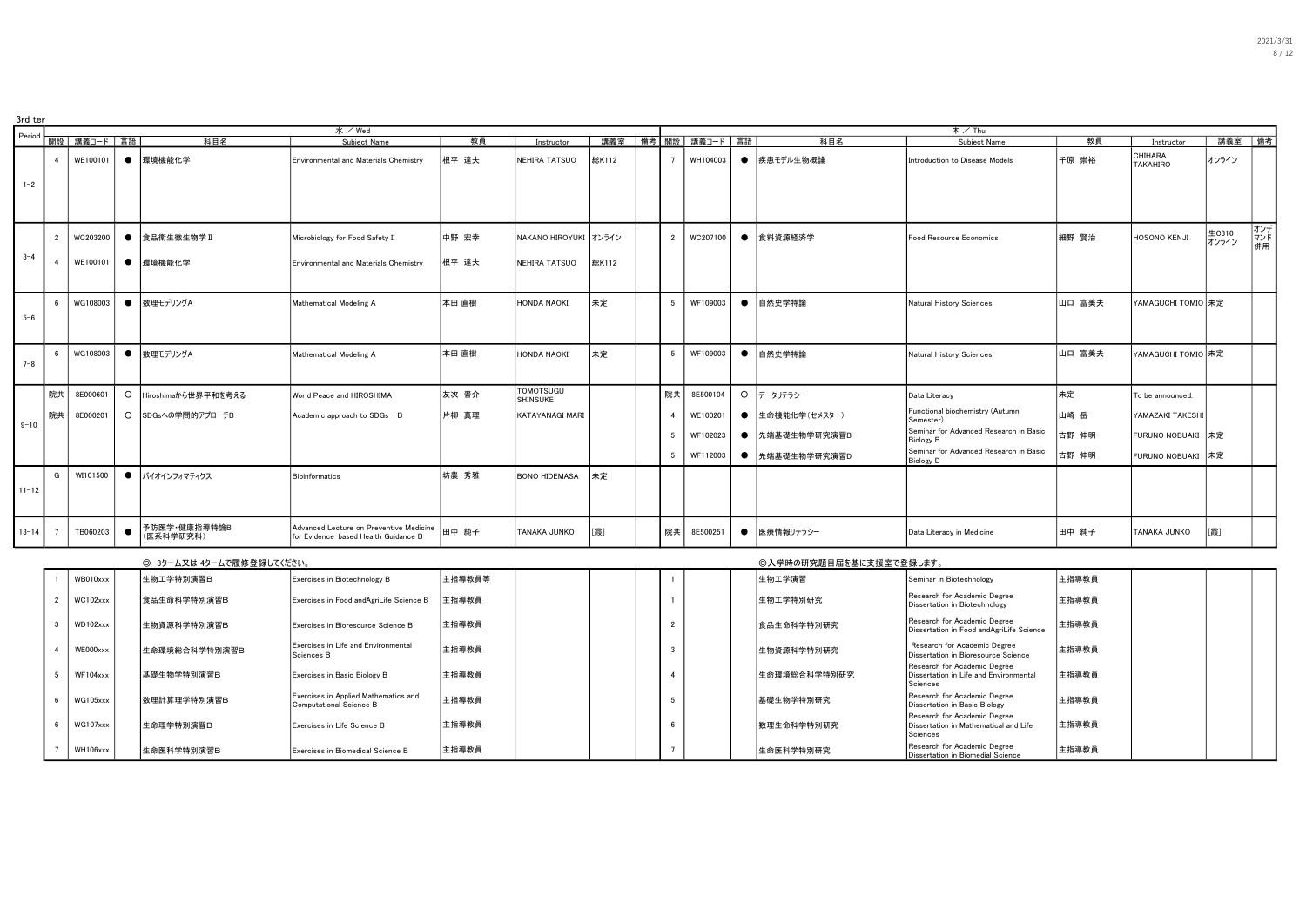3rd ter

| Period | 水 / Wed | | | | | | | | | 木 / Thu | | | | | | | | |
|---|---|---|---|---|---|---|---|---|---|---|---|---|---|---|---|---|---|---|
| | 開設 | 講義コード | 言語 | 科目名 | Subject Name | 教員 | Instructor | 講義室 | 備考 | 開設 | 講義コード | 言語 | 科目名 | Subject Name | 教員 | Instructor | 講義室 | 備考 |
| 1-2 | 4 | WE100101 | ● | 環境機能化学 | Environmental and Materials Chemistry | 根平 達夫 | NEHIRA TATSUO | 総K112 | | 7 | WH104003 | ● | 疾患モデル生物概論 | Introduction to Disease Models | 千原 崇裕 | CHIHARA TAKAHIRO | オンライン | |
| 3-4 | 2 | WC203200 | ● | 食品衛生微生物学 II | Microbiology for Food Safety II | 中野 宏幸 | NAKANO HIROYUKI | オンライン | | 2 | WC207100 | ● | 食料資源経済学 | Food Resource Economics | 細野 賢治 | HOSONO KENJI | 生C310 オンライン | オンデマンド併用 |
| | 4 | WE100101 | ● | 環境機能化学 | Environmental and Materials Chemistry | 根平 達夫 | NEHIRA TATSUO | 総K112 | | | | | | | | | | |
| 5-6 | 6 | WG108003 | ● | 数理モデリングA | Mathematical Modeling A | 本田 直樹 | HONDA NAOKI | 未定 | | 5 | WF109003 | ● | 自然史学特論 | Natural History Sciences | 山口 富美夫 | YAMAGUCHI TOMIO | 未定 | |
| 7-8 | 6 | WG108003 | ● | 数理モデリングA | Mathematical Modeling A | 本田 直樹 | HONDA NAOKI | 未定 | | 5 | WF109003 | ● | 自然史学特論 | Natural History Sciences | 山口 富美夫 | YAMAGUCHI TOMIO | 未定 | |
| 9-10 | 院共 | 8E000601 | ○ | Hiroshimaから世界平和を考える | World Peace and HIROSHIMA | 友次 晋介 | TOMOTSUGU SHINSUKE | | | 院共 | 8E500104 | ○ | データリテラシー | Data Literacy | 未定 | To be announced. | | |
| | 院共 | 8E000201 | ○ | SDGsへの学問的アプローチB | Academic approach to SDGs - B | 片柳 真理 | KATAYANAGI MARI | | | 4 | WE100201 | ● | 生命機能化学(セメスター) | Functional biochemistry (Autumn Semester) | 山崎 岳 | YAMAZAKI TAKESHI | | |
| | | | | | | | | | | 5 | WF102023 | ● | 先端基礎生物学研究演習B | Seminar for Advanced Research in Basic Biology B | 古野 伸明 | FURUNO NOBUAKI | 未定 | |
| | | | | | | | | | | 5 | WF112003 | ● | 先端基礎生物学研究演習D | Seminar for Advanced Research in Basic Biology D | 古野 伸明 | FURUNO NOBUAKI | 未定 | |
| 11-12 | G | WI101500 | ● | バイオインフォマティクス | Bioinformatics | 坊農 秀雅 | BONO HIDEMASA | 未定 | | | | | | | | | | |
| 13-14 | 7 | TB060203 | ● | 予防医学・健康指導特論B (医系科学研究科) | Advanced Lecture on Preventive Medicine for Evidence-based Health Guidance B | 田中 純子 | TANAKA JUNKO | [霞] | | 院共 | 8E500251 | ● | 医療情報リテラシー | Data Literacy in Medicine | 田中 純子 | TANAKA JUNKO | [霞] | |

◎ 3ターム又は 4タームで履修登録してください。

◎入学時の研究題目届を基に支援室で登録します。

| 開設 | 講義コード | 言語 | 科目名 | Subject Name | 教員 | Instructor | 講義室 | 備考 | 開設 | 講義コード | 言語 | 科目名 | Subject Name | 教員 | Instructor | 講義室 | 備考 |
|---|---|---|---|---|---|---|---|---|---|---|---|---|---|---|---|---|---|
| 1 | WB010xxx | | 生物工学特別演習B | Exercises in Biotechnology B | 主指導教員等 | | | | 1 | | | 生物工学演習 | Seminar in Biotechnology | 主指導教員 | | | |
| 2 | WC102xxx | | 食品生命科学特別演習B | Exercises in Food andAgriLife Science B | 主指導教員 | | | | 1 | | | 生物工学特別研究 | Research for Academic Degree Dissertation in Biotechnology | 主指導教員 | | | |
| 3 | WD102xxx | | 生物資源科学特別演習B | Exercises in Bioresource Science B | 主指導教員 | | | | 2 | | | 食品生命科学特別研究 | Research for Academic Degree Dissertation in Food andAgriLife Science | 主指導教員 | | | |
| 4 | WE000xxx | | 生命環境総合科学特別演習B | Exercises in Life and Environmental Sciences B | 主指導教員 | | | | 3 | | | 生物資源科学特別研究 | Research for Academic Degree Dissertation in Bioresource Science | 主指導教員 | | | |
| 5 | WF104xxx | | 基礎生物学特別演習B | Exercises in Basic Biology B | 主指導教員 | | | | 4 | | | 生命環境総合科学特別研究 | Research for Academic Degree Dissertation in Life and Environmental Sciences | 主指導教員 | | | |
| 6 | WG105xxx | | 数理計算理学特別演習B | Exercises in Applied Mathematics and Computational Science B | 主指導教員 | | | | 5 | | | 基礎生物学特別研究 | Research for Academic Degree Dissertation in Basic Biology | 主指導教員 | | | |
| 6 | WG107xxx | | 生命理学特別演習B | Exercises in Life Science B | 主指導教員 | | | | 6 | | | 数理生命科学特別研究 | Research for Academic Degree Dissertation in Mathematical and Life Sciences | 主指導教員 | | | |
| 7 | WH106xxx | | 生命医科学特別演習B | Exercises in Biomedical Science B | 主指導教員 | | | | 7 | | | 生命医科学特別研究 | Research for Academic Degree Dissertation in Biomedial Science | 主指導教員 | | | |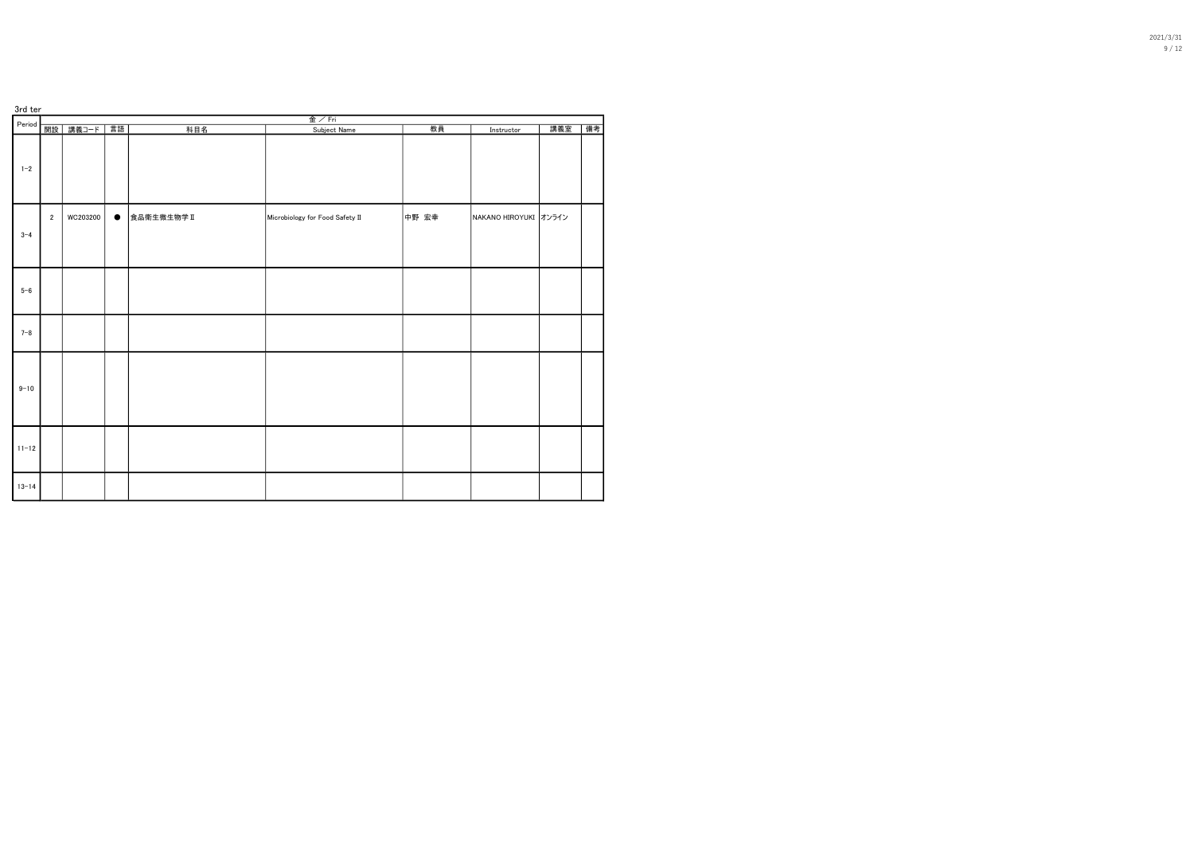3rd ter

| Period | 金 / Fri | | | | | | | | |
|---|---|---|---|---|---|---|---|---|---|
| | 開設 | 講義コード | 言語 | 科目名 | Subject Name | 教員 | Instructor | 講義室 | 備考 |
| 1~2 | | | | | | | | | |
| 3~4 | 2 | WC203200 | ● | 食品衛生微生物学Ⅱ | Microbiology for Food Safety Ⅱ | 中野 宏幸 | NAKANO HIROYUKI | オンライン | |
| 5~6 | | | | | | | | | |
| 7~8 | | | | | | | | | |
| 9~10 | | | | | | | | | |
| 11~12 | | | | | | | | | |
| 13~14 | | | | | | | | | |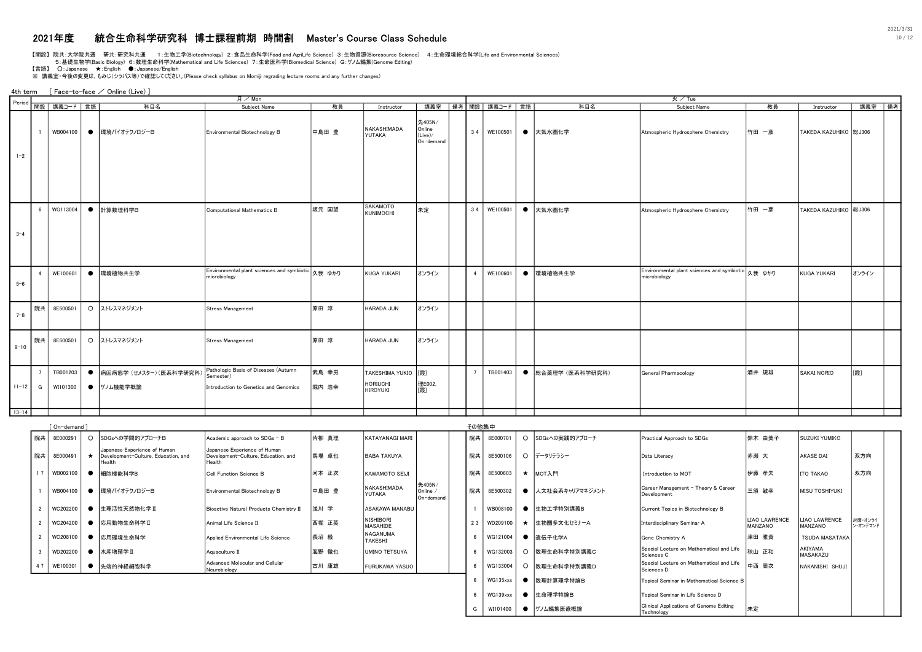## 2021年度　統合生命科学研究科 博士課程前期 時間割　Master's Course Class Schedule

【開設】 院共：大学院共通　研共：研究科共通　　1：生物工学(Biotechnology)　2：食品生命科学(Food and AgriLife Science)　3：生物資源(Bioresource Science)　4：生命環境総合科学(Life and Environmental Sciences)
5：基礎生物学(Basic Biology)　6：数理生命科学(Mathematical and Life Sciences)　7：生命医科学(Biomedical Science)　G：ゲノム編集(Genome Editing)
【言語】　〇：Japanese　★：English　●：Japanese/English
※ 講義室・今後の変更は，もみじ(シラバス等)で確認してください。(Please check syllabus on Momiji regrading lecture rooms and any further changes)

4th term　[ Face-to-face ／ Online (Live) ]

| Period | 月 ／ Mon | | | | | | | | | 火 ／ Tue | | | | | | | | |
|---|---|---|---|---|---|---|---|---|---|---|---|---|---|---|---|---|---|---|
| | 開設 | 講義コード | 言語 | 科目名 | Subject Name | 教員 | Instructor | 講義室 | 備考 | 開設 | 講義コード | 言語 | 科目名 | Subject Name | 教員 | Instructor | 講義室 | 備考 |
| 1-2 | 1 | WB004100 | ● | 環境バイオテクノロジーB | Environmental Biotechnology B | 中島田 豊 | NAKASHIMADA YUTAKA | 先405N/ Online (Live)/ On-demand | | 3 4 | WE100501 | ● | 大気水圏化学 | Atmospheric Hydrosphere Chemistry | 竹田 一彦 | TAKEDA KAZUHIKO | 総J306 | |
| 3-4 | 6 | WG113004 | ● | 計算数理科学B | Computational Mathematics B | 坂元 国望 | SAKAMOTO KUNIMOCHI | 未定 | | 3 4 | WE100501 | ● | 大気水圏化学 | Atmospheric Hydrosphere Chemistry | 竹田 一彦 | TAKEDA KAZUHIKO | 総J306 | |
| 5-6 | 4 | WE100601 | ● | 環境植物共生学 | Environmental plant sciences and symbiotic microbiology | 久我 ゆかり | KUGA YUKARI | オンライン | | 4 | WE100601 | ● | 環境植物共生学 | Environmental plant sciences and symbiotic microbiology | 久我 ゆかり | KUGA YUKARI | オンライン | |
| 7-8 | 院共 | 8E500501 | 〇 | ストレスマネジメント | Stress Management | 原田 淳 | HARADA JUN | オンライン | | | | | | | | | | |
| 9-10 | 院共 | 8E500501 | 〇 | ストレスマネジメント | Stress Management | 原田 淳 | HARADA JUN | オンライン | | | | | | | | | | |
| 11-12 | 7 | TB001203 | ● | 病因病態学（セメスター）(医系科学研究科) | Pathologic Basis of Diseases (Autumn Semester) | 武島 幸男 | TAKESHIMA YUKIO | [霞] | | 7 | TB001403 | ● | 総合薬理学（医系科学研究科） | General Pharmacology | 酒井 規雄 | SAKAI NORIO | [霞] | |
| | G | WI101300 | ● | ゲノム機能学概論 | Introduction to Genetics and Genomics | 堀内 浩幸 | HORIUCHI HIROYUKI | 理E002, [霞] | | | | | | | | | | |
| 13-14 | | | | | | | | | | | | | | | | | | |

[ On-demand ]

| 開設 | 講義コード | 言語 | 科目名 | Subject Name | 教員 | Instructor | 講義室 | 備考 |
|---|---|---|---|---|---|---|---|---|
| 院共 | 8E000291 | 〇 | SDGsへの学問的アプローチB | Academic approach to SDGs - B | 片柳 真理 | KATAYANAGI MARI | | |
| 院共 | 8E000491 | ★ | Japanese Experience of Human Development-Culture, Education, and Health | Japanese Experience of Human Development-Culture, Education, and Health | 馬場 卓也 | BABA TAKUYA | | |
| 1 7 | WB002100 | ● | 細胞機能科学B | Cell Function Science B | 河本 正次 | KAWAMOTO SEIJI | | |
| 1 | WB004100 | ● | 環境バイオテクノロジーB | Environmental Biotechnology B | 中島田 豊 | NAKASHIMADA YUTAKA | 先405N/ Online / On-demand | |
| 2 | WC202200 | ● | 生理活性天然物化学Ⅱ | Bioactive Natural Products Chemistry Ⅱ | 浅川 学 | ASAKAWA MANABU | | |
| 2 | WC204200 | ● | 応用動物生命科学Ⅱ | Animal Life Science Ⅱ | 西堀 正英 | NISHIBORI MASAHIDE | | |
| 2 | WC208100 | ● | 応用環境生命科学 | Applied Environmental Life Science | 長沼 毅 | NAGANUMA TAKESHI | | |
| 3 | WD202200 | ● | 水産増殖学Ⅱ | Aquaculture Ⅱ | 海野 徹也 | UMINO TETSUYA | | |
| 4 7 | WE100301 | ● | 先端的神経細胞科学 | Advanced Molecular and Cellular Neurobiology | 古川 康雄 | FURUKAWA YASUO | | |

その他集中

| 開設 | 講義コード | 言語 | 科目名 | Subject Name | 教員 | Instructor | 講義室 | 備考 |
|---|---|---|---|---|---|---|---|---|
| 院共 | 8E000701 | 〇 | SDGsへの実践的アプローチ | Practical Approach to SDGs | 鈴木 由美子 | SUZUKI YUMIKO | | |
| 院共 | 8E500106 | 〇 | データリテラシー | Data Literacy | 赤瀬 大 | AKASE DAI | 双方向 | |
| 院共 | 8E500603 | ★ | MOT入門 | Introduction to MOT | 伊藤 孝夫 | ITO TAKAO | 双方向 | |
| 院共 | 8E500302 | ● | 人文社会系キャリアマネジメント | Career Management - Theory & Career Development | 三須 敏幸 | MISU TOSHIYUKI | | |
| 1 | WB008100 | ● | 生物工学特別講義B | Current Topics in Biotechnology B | | | | |
| 2 3 | WD209100 | ★ | 生物圏多文化セミナーA | Interdisciplinary Seminar A | LIAO LAWRENCE MANZANO | LIAO LAWRENCE MANZANO | 対面・オンライン・オンデマンド | |
| 6 | WG121004 | ● | 遺伝子化学A | Gene Chemistry A | 津田 雅貴 | TSUDA MASATAKA | | |
| 6 | WG132003 | 〇 | 数理生命科学特別講義C | Special Lecture on Mathematical and Life Sciences C | 秋山 正和 | AKIYAMA MASAKAZU | | |
| 6 | WG133004 | 〇 | 数理生命科学特別講義D | Special Lecture on Mathematical and Life Sciences D | 中西 周次 | NAKANISHI SHUJI | | |
| 6 | WG135xxx | ● | 数理計算理学特論B | Topical Seminar in Mathematical Science B | | | | |
| 6 | WG139xxx | ● | 生命理学特論B | Topical Seminar in Life Science D | | | | |
| G | WI101400 | ● | ゲノム編集医療概論 | Clinical Applications of Genome Editing Technology | 未定 | | | |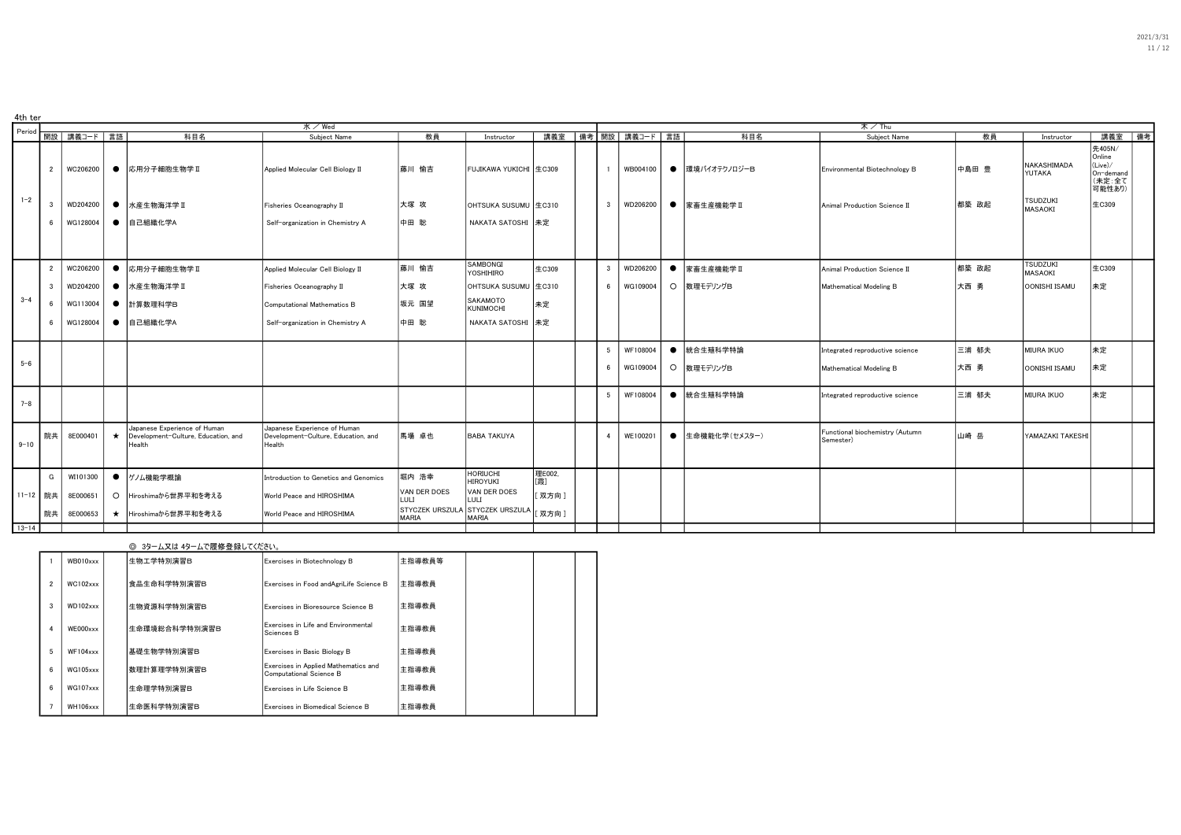4th ter

| Period | 開設 | 講義コード | 言語 | 科目名 | Subject Name | 教員 | Instructor | 講義室 | 備考 | 開設 | 講義コード | 言語 | 科目名 | Subject Name | 教員 | Instructor | 講義室 | 備考 |
|---|---|---|---|---|---|---|---|---|---|---|---|---|---|---|---|---|---|---|
| | 水 / Wed | | | | | | | | | 木 / Thu | | | | | | | | |
| 1-2 | 2 | WC206200 | ● | 応用分子細胞生物学Ⅱ | Applied Molecular Cell Biology Ⅱ | 藤川 愉吉 | FUJIKAWA YUKICHI | 生C309 | | 1 | WB004100 | ● | 環境バイオテクノロジーB | Environmental Biotechnology B | 中島田 豊 | NAKASHIMADA YUTAKA | 先405N/Online (Live)/On-demand (未定:全て可能性あり) | |
| | 3 | WD204200 | ● | 水産生物海洋学Ⅱ | Fisheries Oceanography Ⅱ | 大塚 攻 | OHTSUKA SUSUMU | 生C310 | | 3 | WD206200 | ● | 家畜生産機能学Ⅱ | Animal Production Science Ⅱ | 都築 政起 | TSUDZUKI MASAOKI | 生C309 | |
| | 6 | WG128004 | ● | 自己組織化学A | Self-organization in Chemistry A | 中田 聡 | NAKATA SATOSHI | 未定 | | | | | | | | | | |
| 3-4 | 2 | WC206200 | ● | 応用分子細胞生物学Ⅱ | Applied Molecular Cell Biology Ⅱ | 藤川 愉吉 | SAMBONGI YOSHIHIRO | 生C309 | | 3 | WD206200 | ● | 家畜生産機能学Ⅱ | Animal Production Science Ⅱ | 都築 政起 | TSUDZUKI MASAOKI | 生C309 | |
| | 3 | WD204200 | ● | 水産生物海洋学Ⅱ | Fisheries Oceanography Ⅱ | 大塚 攻 | OHTSUKA SUSUMU | 生C310 | | 6 | WG109004 | ○ | 数理モデリングB | Mathematical Modeling B | 大西 勇 | OONISHI ISAMU | 未定 | |
| | 6 | WG113004 | ● | 計算数理科学B | Computational Mathematics B | 坂元 国望 | SAKAMOTO KUNIMOCHI | 未定 | | | | | | | | | | |
| | 6 | WG128004 | ● | 自己組織化学A | Self-organization in Chemistry A | 中田 聡 | NAKATA SATOSHI | 未定 | | | | | | | | | | |
| 5-6 | | | | | | | | | | 5 | WF108004 | ● | 統合生殖科学特論 | Integrated reproductive science | 三浦 郁夫 | MIURA IKUO | 未定 | |
| | | | | | | | | | | 6 | WG109004 | ○ | 数理モデリングB | Mathematical Modeling B | 大西 勇 | OONISHI ISAMU | 未定 | |
| 7-8 | | | | | | | | | | 5 | WF108004 | ● | 統合生殖科学特論 | Integrated reproductive science | 三浦 郁夫 | MIURA IKUO | 未定 | |
| 9-10 | 院共 | 8E000401 | ★ | Japanese Experience of Human Development-Culture, Education, and Health | Japanese Experience of Human Development-Culture, Education, and Health | 馬場 卓也 | BABA TAKUYA | | | 4 | WE100201 | ● | 生命機能化学(セメスター) | Functional biochemistry (Autumn Semester) | 山崎 岳 | YAMAZAKI TAKESHI | | |
| 11-12 | G | WI101300 | ● | ゲノム機能学概論 | Introduction to Genetics and Genomics | 堀内 浩幸 | HORIUCHI HIROYUKI | 理E002, [霞] | | | | | | | | | | |
| | 院共 | 8E000651 | ○ | Hiroshimaから世界平和を考える | World Peace and HIROSHIMA | VAN DER DOES LULI | VAN DER DOES LULI | [双方向] | | | | | | | | | | |
| | 院共 | 8E000653 | ★ | Hiroshimaから世界平和を考える | World Peace and HIROSHIMA | STYCZEK URSZULA MARIA | STYCZEK URSZULA MARIA | [双方向] | | | | | | | | | | |
| 13-14 | | | | | | | | | | | | | | | | | | |

◎ 3ターム又は 4タームで履修登録してください。

| 開設 | 講義コード | 言語 | 科目名 | Subject Name | 教員 | Instructor | 講義室 | 備考 |
|---|---|---|---|---|---|---|---|---|
| 1 | WB010xxx | | 生物工学特別演習B | Exercises in Biotechnology B | 主指導教員等 | | | |
| 2 | WC102xxx | | 食品生命科学特別演習B | Exercises in Food andAgriLife Science B | 主指導教員 | | | |
| 3 | WD102xxx | | 生物資源科学特別演習B | Exercises in Bioresource Science B | 主指導教員 | | | |
| 4 | WE000xxx | | 生命環境総合科学特別演習B | Exercises in Life and Environmental Sciences B | 主指導教員 | | | |
| 5 | WF104xxx | | 基礎生物学特別演習B | Exercises in Basic Biology B | 主指導教員 | | | |
| 6 | WG105xxx | | 数理計算理学特別演習B | Exercises in Applied Mathematics and Computational Science B | 主指導教員 | | | |
| 6 | WG107xxx | | 生命理学特別演習B | Exercises in Life Science B | 主指導教員 | | | |
| 7 | WH106xxx | | 生命医科学特別演習B | Exercises in Biomedical Science B | 主指導教員 | | | |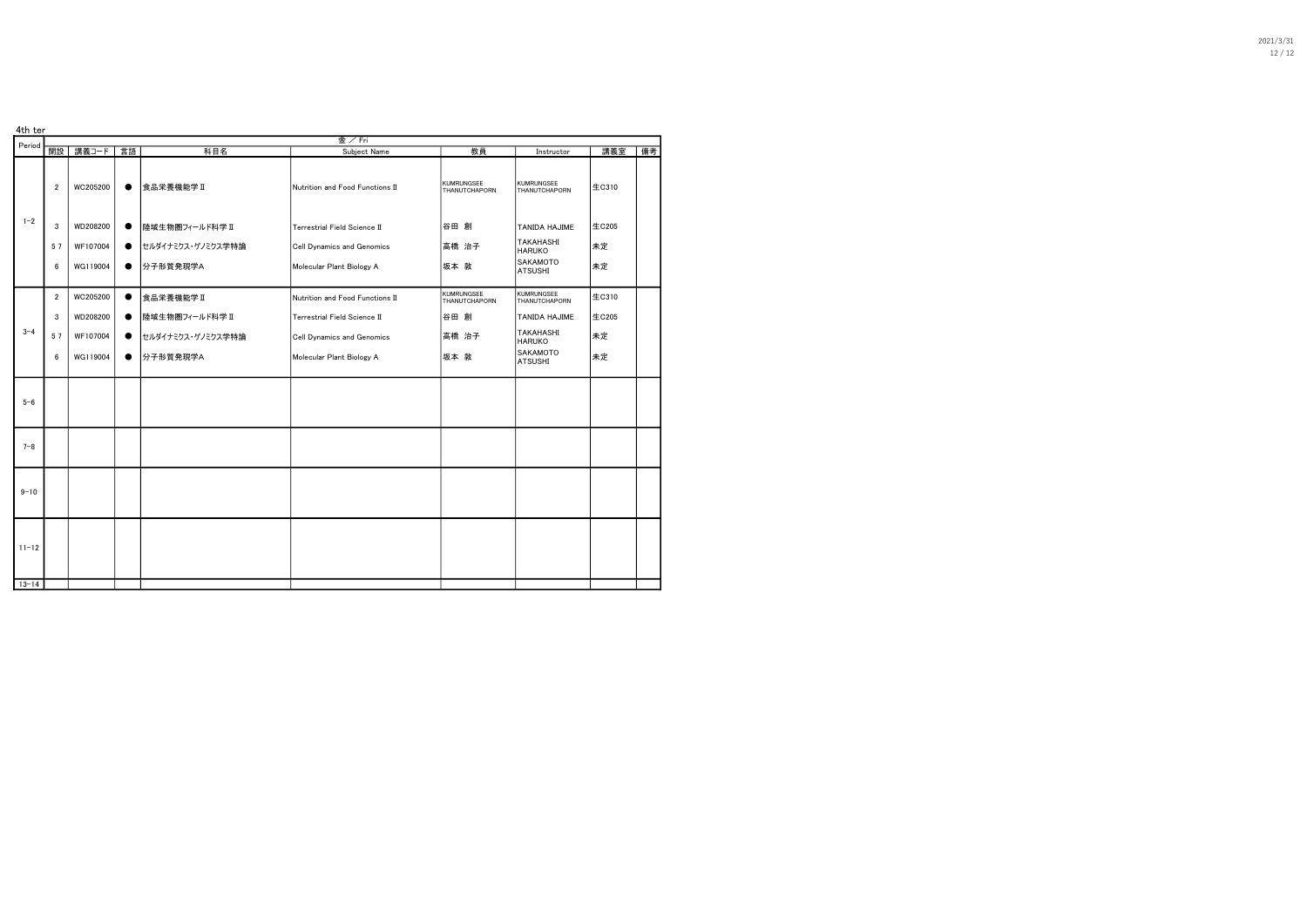4th ter

| Period | 金 / Fri | | | | | | | | |
|---|---|---|---|---|---|---|---|---|---|
| | 開設 | 講義コード | 言語 | 科目名 | Subject Name | 教員 | Instructor | 講義室 | 備考 |
| 1~2 | 2 | WC205200 | ● | 食品栄養機能学Ⅱ | Nutrition and Food Functions Ⅱ | KUMRUNGSEE THANUTCHAPORN | KUMRUNGSEE THANUTCHAPORN | 生C310 | |
| | 3 | WD208200 | ● | 陸域生物圏フィールド科学Ⅱ | Terrestrial Field Science Ⅱ | 谷田 創 | TANIDA HAJIME | 生C205 | |
| | 5 7 | WF107004 | ● | セルダイナミクス・ゲノミクス学特論 | Cell Dynamics and Genomics | 高橋 治子 | TAKAHASHI HARUKO | 未定 | |
| | 6 | WG119004 | ● | 分子形質発現学A | Molecular Plant Biology A | 坂本 敦 | SAKAMOTO ATSUSHI | 未定 | |
| 3~4 | 2 | WC205200 | ● | 食品栄養機能学Ⅱ | Nutrition and Food Functions Ⅱ | KUMRUNGSEE THANUTCHAPORN | KUMRUNGSEE THANUTCHAPORN | 生C310 | |
| | 3 | WD208200 | ● | 陸域生物圏フィールド科学Ⅱ | Terrestrial Field Science Ⅱ | 谷田 創 | TANIDA HAJIME | 生C205 | |
| | 5 7 | WF107004 | ● | セルダイナミクス・ゲノミクス学特論 | Cell Dynamics and Genomics | 高橋 治子 | TAKAHASHI HARUKO | 未定 | |
| | 6 | WG119004 | ● | 分子形質発現学A | Molecular Plant Biology A | 坂本 敦 | SAKAMOTO ATSUSHI | 未定 | |
| 5~6 | | | | | | | | | |
| 7~8 | | | | | | | | | |
| 9~10 | | | | | | | | | |
| 11~12 | | | | | | | | | |
| 13~14 | | | | | | | | | |